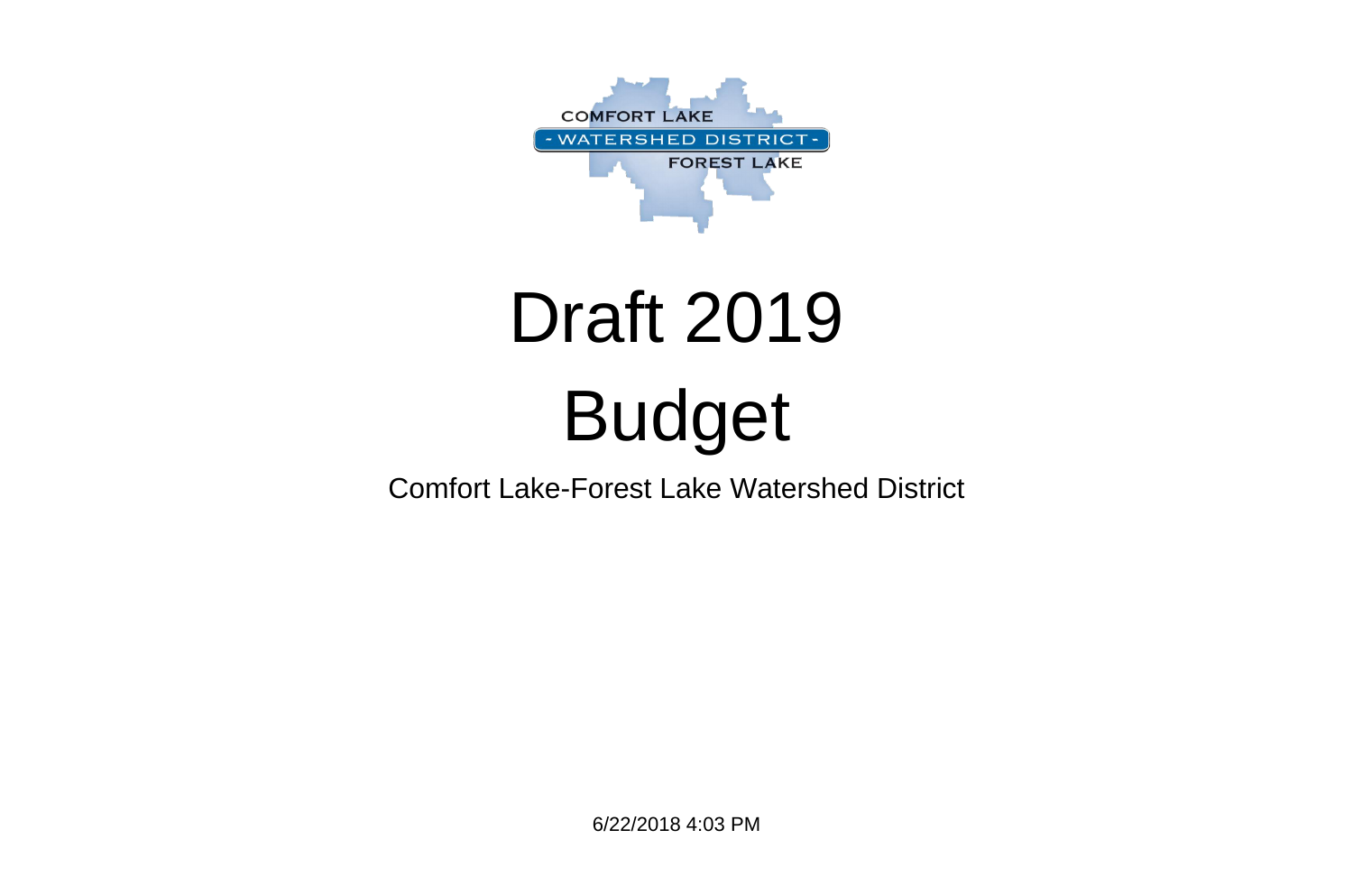COMFORT LAKE - WATERSHED DISTRICT - FOREST LAKE

# Draft 2019 Budget

Comfort Lake-Forest Lake Watershed District

6/22/2018 4:03 PM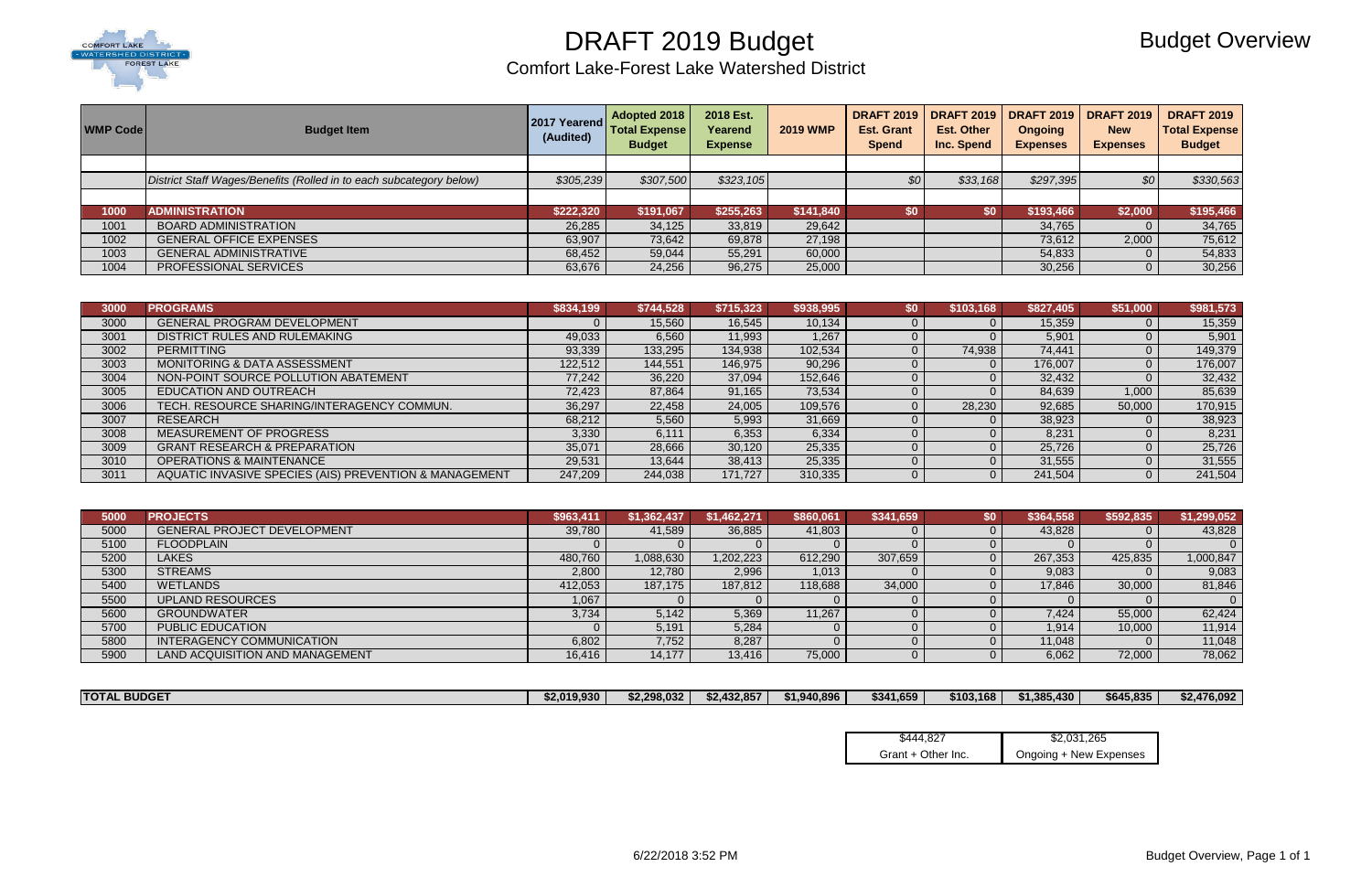# DRAFT 2019 Budget

## Comfort Lake-Forest Lake Watershed District

Budget Overview

| WMP Code | Budget Item | 2017 Yearend (Audited) | Adopted 2018 Total Expense Budget | 2018 Est. Yearend Expense | 2019 WMP | DRAFT 2019 Est. Grant Spend | DRAFT 2019 Est. Other Inc. Spend | DRAFT 2019 Ongoing Expenses | DRAFT 2019 New Expenses | DRAFT 2019 Total Expense Budget |
|---|---|---|---|---|---|---|---|---|---|---|
| | *District Staff Wages/Benefits (Rolled in to each subcategory below)* | *$305,239* | *$307,500* | *$323,105* | | *$0* | *$33,168* | *$297,395* | *$0* | *$330,563* |
| **1000** | **ADMINISTRATION** | **$222,320** | **$191,067** | **$255,263** | **$141,840** | **$0** | **$0** | **$193,466** | **$2,000** | **$195,466** |
| 1001 | BOARD ADMINISTRATION | 26,285 | 34,125 | 33,819 | 29,642 | | | 34,765 | 0 | 34,765 |
| 1002 | GENERAL OFFICE EXPENSES | 63,907 | 73,642 | 69,878 | 27,198 | | | 73,612 | 2,000 | 75,612 |
| 1003 | GENERAL ADMINISTRATIVE | 68,452 | 59,044 | 55,291 | 60,000 | | | 54,833 | 0 | 54,833 |
| 1004 | PROFESSIONAL SERVICES | 63,676 | 24,256 | 96,275 | 25,000 | | | 30,256 | 0 | 30,256 |
| **3000** | **PROGRAMS** | **$834,199** | **$744,528** | **$715,323** | **$938,995** | **$0** | **$103,168** | **$827,405** | **$51,000** | **$981,573** |
| 3000 | GENERAL PROGRAM DEVELOPMENT | 0 | 15,560 | 16,545 | 10,134 | 0 | 0 | 15,359 | 0 | 15,359 |
| 3001 | DISTRICT RULES AND RULEMAKING | 49,033 | 6,560 | 11,993 | 1,267 | 0 | 0 | 5,901 | 0 | 5,901 |
| 3002 | PERMITTING | 93,339 | 133,295 | 134,938 | 102,534 | 0 | 74,938 | 74,441 | 0 | 149,379 |
| 3003 | MONITORING & DATA ASSESSMENT | 122,512 | 144,551 | 146,975 | 90,296 | 0 | 0 | 176,007 | 0 | 176,007 |
| 3004 | NON-POINT SOURCE POLLUTION ABATEMENT | 77,242 | 36,220 | 37,094 | 152,646 | 0 | 0 | 32,432 | 0 | 32,432 |
| 3005 | EDUCATION AND OUTREACH | 72,423 | 87,864 | 91,165 | 73,534 | 0 | 0 | 84,639 | 1,000 | 85,639 |
| 3006 | TECH. RESOURCE SHARING/INTERAGENCY COMMUN. | 36,297 | 22,458 | 24,005 | 109,576 | 0 | 28,230 | 92,685 | 50,000 | 170,915 |
| 3007 | RESEARCH | 68,212 | 5,560 | 5,993 | 31,669 | 0 | 0 | 38,923 | 0 | 38,923 |
| 3008 | MEASUREMENT OF PROGRESS | 3,330 | 6,111 | 6,353 | 6,334 | 0 | 0 | 8,231 | 0 | 8,231 |
| 3009 | GRANT RESEARCH & PREPARATION | 35,071 | 28,666 | 30,120 | 25,335 | 0 | 0 | 25,726 | 0 | 25,726 |
| 3010 | OPERATIONS & MAINTENANCE | 29,531 | 13,644 | 38,413 | 25,335 | 0 | 0 | 31,555 | 0 | 31,555 |
| 3011 | AQUATIC INVASIVE SPECIES (AIS) PREVENTION & MANAGEMENT | 247,209 | 244,038 | 171,727 | 310,335 | 0 | 0 | 241,504 | 0 | 241,504 |
| **5000** | **PROJECTS** | **$963,411** | **$1,362,437** | **$1,462,271** | **$860,061** | **$341,659** | **$0** | **$364,558** | **$592,835** | **$1,299,052** |
| 5000 | GENERAL PROJECT DEVELOPMENT | 39,780 | 41,589 | 36,885 | 41,803 | 0 | 0 | 43,828 | 0 | 43,828 |
| 5100 | FLOODPLAIN | 0 | 0 | 0 | 0 | 0 | 0 | 0 | 0 | 0 |
| 5200 | LAKES | 480,760 | 1,088,630 | 1,202,223 | 612,290 | 307,659 | 0 | 267,353 | 425,835 | 1,000,847 |
| 5300 | STREAMS | 2,800 | 12,780 | 2,996 | 1,013 | 0 | 0 | 9,083 | 0 | 9,083 |
| 5400 | WETLANDS | 412,053 | 187,175 | 187,812 | 118,688 | 34,000 | 0 | 17,846 | 30,000 | 81,846 |
| 5500 | UPLAND RESOURCES | 1,067 | 0 | 0 | 0 | 0 | 0 | 0 | 0 | 0 |
| 5600 | GROUNDWATER | 3,734 | 5,142 | 5,369 | 11,267 | 0 | 0 | 7,424 | 55,000 | 62,424 |
| 5700 | PUBLIC EDUCATION | 0 | 5,191 | 5,284 | 0 | 0 | 0 | 1,914 | 10,000 | 11,914 |
| 5800 | INTERAGENCY COMMUNICATION | 6,802 | 7,752 | 8,287 | 0 | 0 | 0 | 11,048 | 0 | 11,048 |
| 5900 | LAND ACQUISITION AND MANAGEMENT | 16,416 | 14,177 | 13,416 | 75,000 | 0 | 0 | 6,062 | 72,000 | 78,062 |
| **TOTAL BUDGET** | | **$2,019,930** | **$2,298,032** | **$2,432,857** | **$1,940,896** | **$341,659** | **$103,168** | **$1,385,430** | **$645,835** | **$2,476,092** |

| | |
|---|---|
| $444,827 | $2,031,265 |
| Grant + Other Inc. | Ongoing + New Expenses |

6/22/2018 3:52 PM